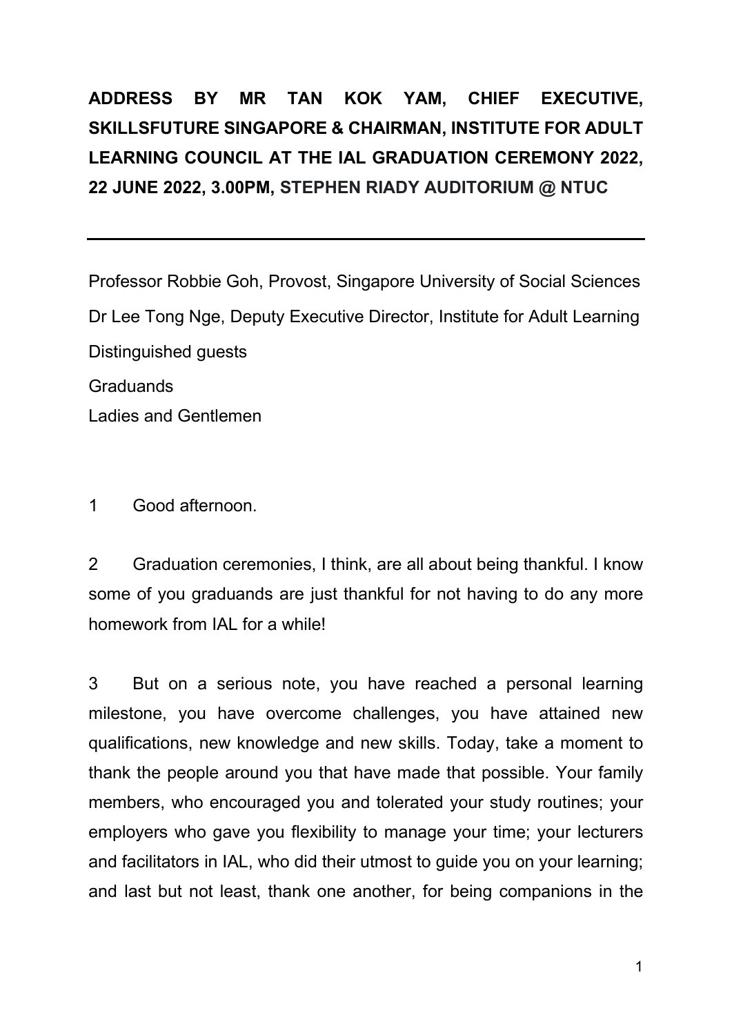**ADDRESS BY MR TAN KOK YAM, CHIEF EXECUTIVE, SKILLSFUTURE SINGAPORE & CHAIRMAN, INSTITUTE FOR ADULT LEARNING COUNCIL AT THE IAL GRADUATION CEREMONY 2022, 22 JUNE 2022, 3.00PM, STEPHEN RIADY AUDITORIUM @ NTUC**

---

Professor Robbie Goh, Provost, Singapore University of Social Sciences
Dr Lee Tong Nge, Deputy Executive Director, Institute for Adult Learning
Distinguished guests
Graduands
Ladies and Gentlemen

1 Good afternoon.

2 Graduation ceremonies, I think, are all about being thankful. I know some of you graduands are just thankful for not having to do any more homework from IAL for a while!

3 But on a serious note, you have reached a personal learning milestone, you have overcome challenges, you have attained new qualifications, new knowledge and new skills. Today, take a moment to thank the people around you that have made that possible. Your family members, who encouraged you and tolerated your study routines; your employers who gave you flexibility to manage your time; your lecturers and facilitators in IAL, who did their utmost to guide you on your learning; and last but not least, thank one another, for being companions in the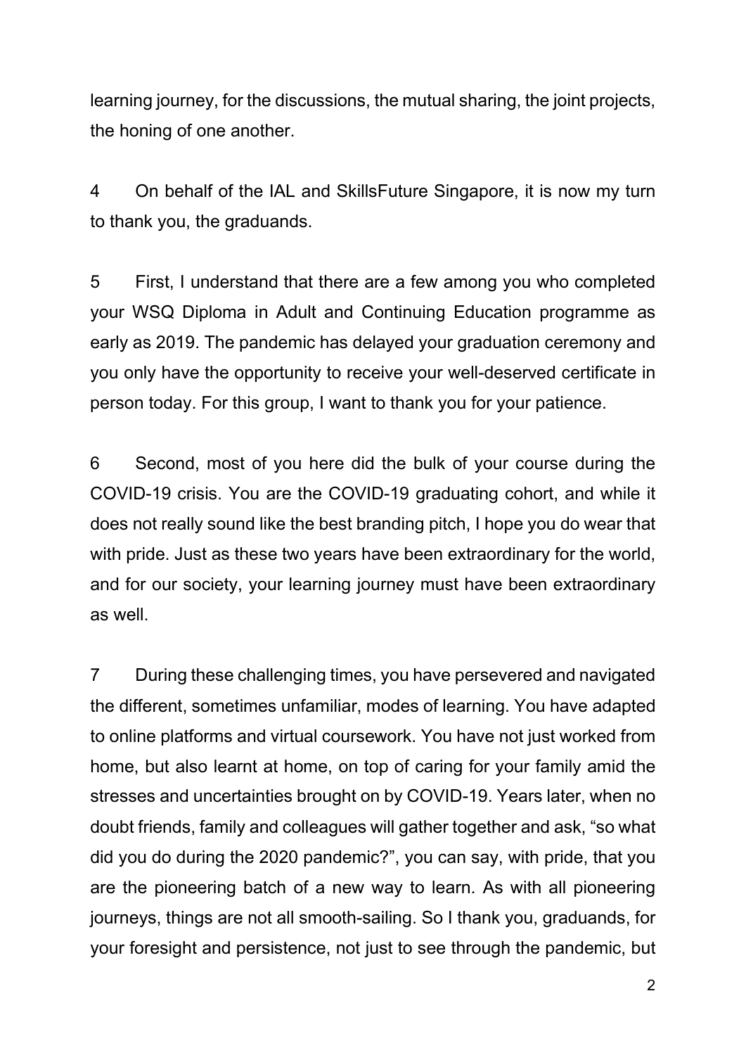learning journey, for the discussions, the mutual sharing, the joint projects, the honing of one another.

4 On behalf of the IAL and SkillsFuture Singapore, it is now my turn to thank you, the graduands.

5 First, I understand that there are a few among you who completed your WSQ Diploma in Adult and Continuing Education programme as early as 2019. The pandemic has delayed your graduation ceremony and you only have the opportunity to receive your well-deserved certificate in person today. For this group, I want to thank you for your patience.

6 Second, most of you here did the bulk of your course during the COVID-19 crisis. You are the COVID-19 graduating cohort, and while it does not really sound like the best branding pitch, I hope you do wear that with pride. Just as these two years have been extraordinary for the world, and for our society, your learning journey must have been extraordinary as well.

7 During these challenging times, you have persevered and navigated the different, sometimes unfamiliar, modes of learning. You have adapted to online platforms and virtual coursework. You have not just worked from home, but also learnt at home, on top of caring for your family amid the stresses and uncertainties brought on by COVID-19. Years later, when no doubt friends, family and colleagues will gather together and ask, “so what did you do during the 2020 pandemic?”, you can say, with pride, that you are the pioneering batch of a new way to learn. As with all pioneering journeys, things are not all smooth-sailing. So I thank you, graduands, for your foresight and persistence, not just to see through the pandemic, but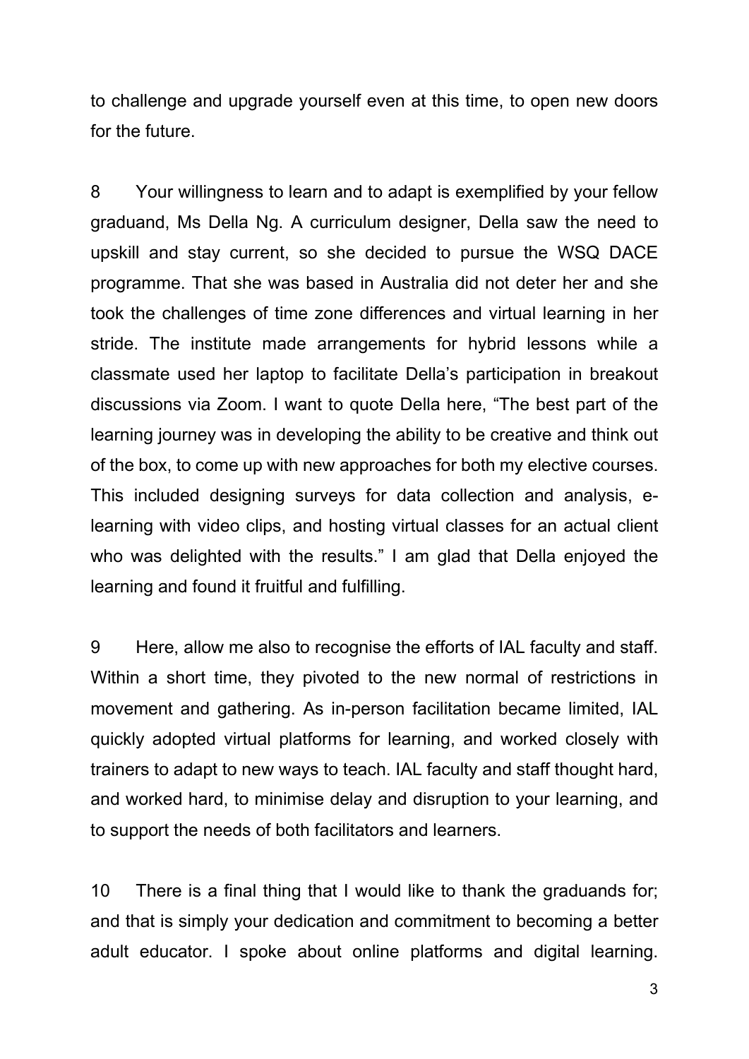to challenge and upgrade yourself even at this time, to open new doors for the future.

8 Your willingness to learn and to adapt is exemplified by your fellow graduand, Ms Della Ng. A curriculum designer, Della saw the need to upskill and stay current, so she decided to pursue the WSQ DACE programme. That she was based in Australia did not deter her and she took the challenges of time zone differences and virtual learning in her stride. The institute made arrangements for hybrid lessons while a classmate used her laptop to facilitate Della's participation in breakout discussions via Zoom. I want to quote Della here, "The best part of the learning journey was in developing the ability to be creative and think out of the box, to come up with new approaches for both my elective courses. This included designing surveys for data collection and analysis, e-learning with video clips, and hosting virtual classes for an actual client who was delighted with the results." I am glad that Della enjoyed the learning and found it fruitful and fulfilling.

9 Here, allow me also to recognise the efforts of IAL faculty and staff. Within a short time, they pivoted to the new normal of restrictions in movement and gathering. As in-person facilitation became limited, IAL quickly adopted virtual platforms for learning, and worked closely with trainers to adapt to new ways to teach. IAL faculty and staff thought hard, and worked hard, to minimise delay and disruption to your learning, and to support the needs of both facilitators and learners.

10 There is a final thing that I would like to thank the graduands for; and that is simply your dedication and commitment to becoming a better adult educator. I spoke about online platforms and digital learning.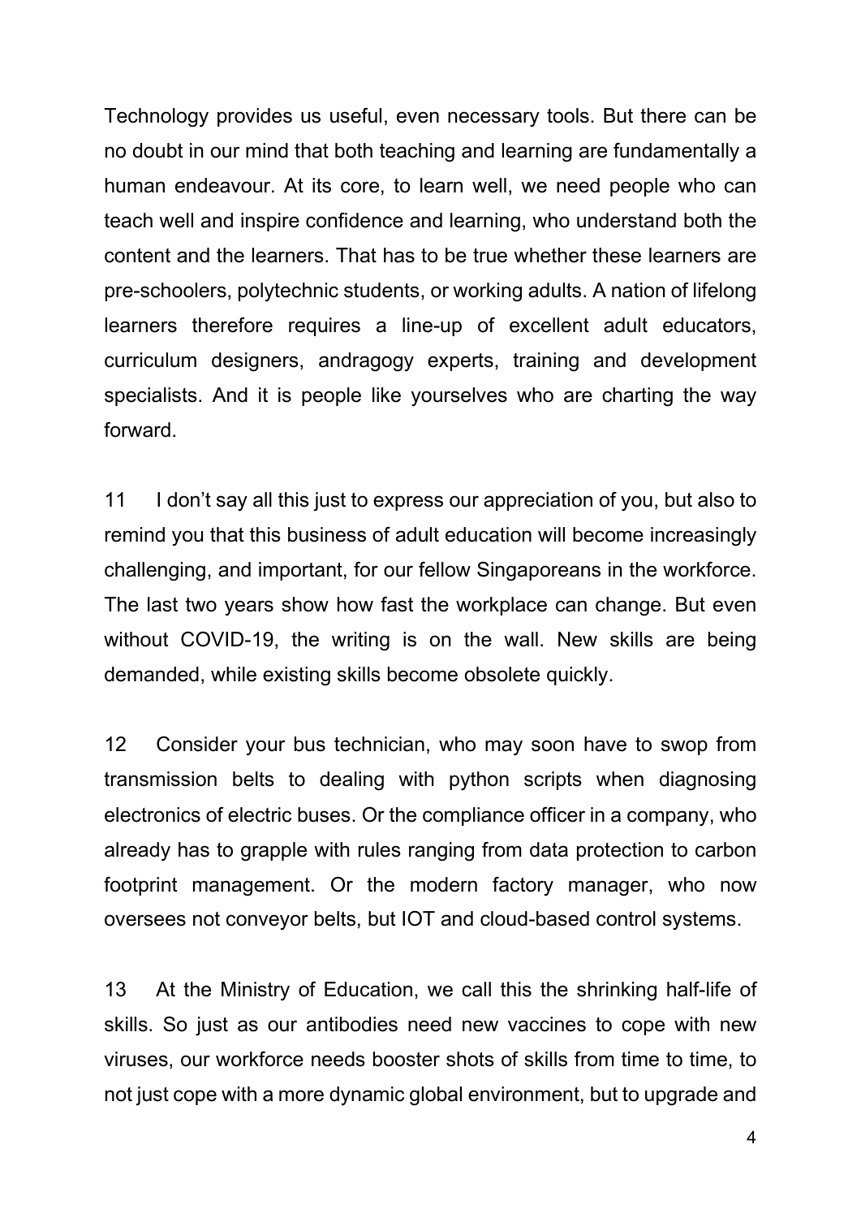Technology provides us useful, even necessary tools. But there can be no doubt in our mind that both teaching and learning are fundamentally a human endeavour. At its core, to learn well, we need people who can teach well and inspire confidence and learning, who understand both the content and the learners. That has to be true whether these learners are pre-schoolers, polytechnic students, or working adults. A nation of lifelong learners therefore requires a line-up of excellent adult educators, curriculum designers, andragogy experts, training and development specialists. And it is people like yourselves who are charting the way forward.

11 I don't say all this just to express our appreciation of you, but also to remind you that this business of adult education will become increasingly challenging, and important, for our fellow Singaporeans in the workforce. The last two years show how fast the workplace can change. But even without COVID-19, the writing is on the wall. New skills are being demanded, while existing skills become obsolete quickly.

12 Consider your bus technician, who may soon have to swop from transmission belts to dealing with python scripts when diagnosing electronics of electric buses. Or the compliance officer in a company, who already has to grapple with rules ranging from data protection to carbon footprint management. Or the modern factory manager, who now oversees not conveyor belts, but IOT and cloud-based control systems.

13 At the Ministry of Education, we call this the shrinking half-life of skills. So just as our antibodies need new vaccines to cope with new viruses, our workforce needs booster shots of skills from time to time, to not just cope with a more dynamic global environment, but to upgrade and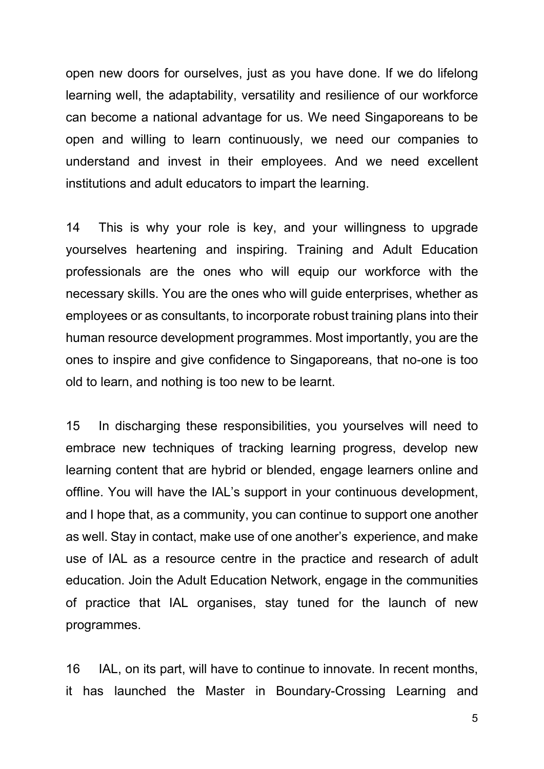open new doors for ourselves, just as you have done. If we do lifelong learning well, the adaptability, versatility and resilience of our workforce can become a national advantage for us. We need Singaporeans to be open and willing to learn continuously, we need our companies to understand and invest in their employees. And we need excellent institutions and adult educators to impart the learning.

14 This is why your role is key, and your willingness to upgrade yourselves heartening and inspiring. Training and Adult Education professionals are the ones who will equip our workforce with the necessary skills. You are the ones who will guide enterprises, whether as employees or as consultants, to incorporate robust training plans into their human resource development programmes. Most importantly, you are the ones to inspire and give confidence to Singaporeans, that no-one is too old to learn, and nothing is too new to be learnt.

15 In discharging these responsibilities, you yourselves will need to embrace new techniques of tracking learning progress, develop new learning content that are hybrid or blended, engage learners online and offline. You will have the IAL's support in your continuous development, and I hope that, as a community, you can continue to support one another as well. Stay in contact, make use of one another's experience, and make use of IAL as a resource centre in the practice and research of adult education. Join the Adult Education Network, engage in the communities of practice that IAL organises, stay tuned for the launch of new programmes.

16 IAL, on its part, will have to continue to innovate. In recent months, it has launched the Master in Boundary-Crossing Learning and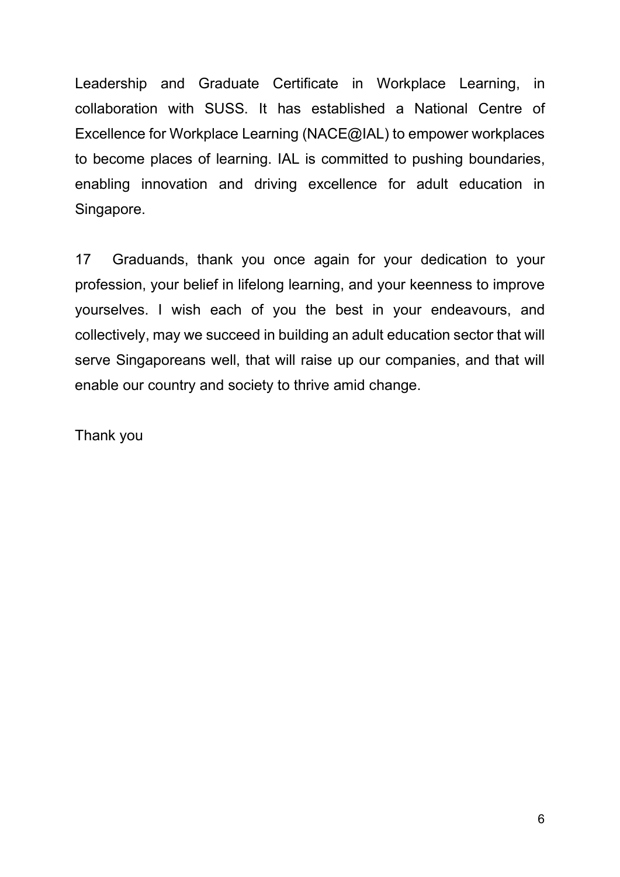Leadership and Graduate Certificate in Workplace Learning, in collaboration with SUSS. It has established a National Centre of Excellence for Workplace Learning (NACE@IAL) to empower workplaces to become places of learning. IAL is committed to pushing boundaries, enabling innovation and driving excellence for adult education in Singapore.

17 Graduands, thank you once again for your dedication to your profession, your belief in lifelong learning, and your keenness to improve yourselves. I wish each of you the best in your endeavours, and collectively, may we succeed in building an adult education sector that will serve Singaporeans well, that will raise up our companies, and that will enable our country and society to thrive amid change.

Thank you